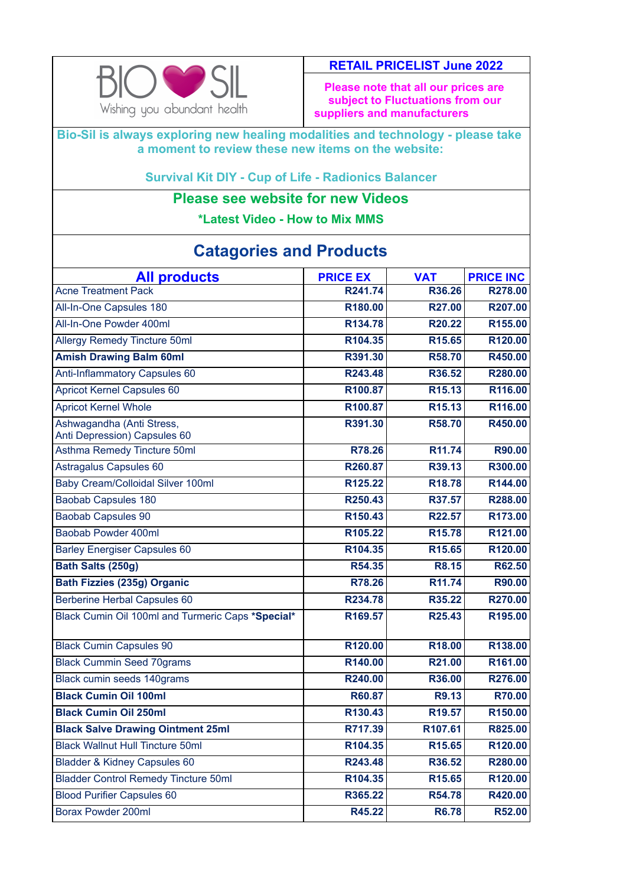BIO SIL

Wishing you abundant health

**RETAIL PRICELIST June 2022**

**Please note that all our prices are subject to Fluctuations from our suppliers and manufacturers**

**Bio-Sil is always exploring new healing modalities and technology - please take a moment to review these new items on the website:**

**Survival Kit DIY - Cup of Life - Radionics Balancer**

**Please see website for new Videos**

**\*Latest Video - How to Mix MMS**

## Catagories and Products

| All products | PRICE EX | VAT | PRICE INC |
|---|---|---|---|
| Acne Treatment Pack | R241.74 | R36.26 | R278.00 |
| All-In-One Capsules 180 | R180.00 | R27.00 | R207.00 |
| All-In-One Powder 400ml | R134.78 | R20.22 | R155.00 |
| Allergy Remedy Tincture 50ml | R104.35 | R15.65 | R120.00 |
| **Amish Drawing Balm 60ml** | R391.30 | R58.70 | R450.00 |
| Anti-Inflammatory Capsules 60 | R243.48 | R36.52 | R280.00 |
| Apricot Kernel Capsules 60 | R100.87 | R15.13 | R116.00 |
| Apricot Kernel Whole | R100.87 | R15.13 | R116.00 |
| Ashwagandha (Anti Stress, Anti Depression) Capsules 60 | R391.30 | R58.70 | R450.00 |
| Asthma Remedy Tincture 50ml | R78.26 | R11.74 | R90.00 |
| Astragalus Capsules 60 | R260.87 | R39.13 | R300.00 |
| Baby Cream/Colloidal Silver 100ml | R125.22 | R18.78 | R144.00 |
| Baobab Capsules 180 | R250.43 | R37.57 | R288.00 |
| Baobab Capsules 90 | R150.43 | R22.57 | R173.00 |
| Baobab Powder 400ml | R105.22 | R15.78 | R121.00 |
| Barley Energiser Capsules 60 | R104.35 | R15.65 | R120.00 |
| **Bath Salts (250g)** | R54.35 | R8.15 | R62.50 |
| **Bath Fizzies (235g) Organic** | R78.26 | R11.74 | R90.00 |
| Berberine Herbal Capsules 60 | R234.78 | R35.22 | R270.00 |
| Black Cumin Oil 100ml and Turmeric Caps **\*Special\*** | R169.57 | R25.43 | R195.00 |
| Black Cumin Capsules 90 | R120.00 | R18.00 | R138.00 |
| Black Cummin Seed 70grams | R140.00 | R21.00 | R161.00 |
| Black cumin seeds 140grams | R240.00 | R36.00 | R276.00 |
| **Black Cumin Oil 100ml** | R60.87 | R9.13 | R70.00 |
| **Black Cumin Oil 250ml** | R130.43 | R19.57 | R150.00 |
| **Black Salve Drawing Ointment 25ml** | R717.39 | R107.61 | R825.00 |
| Black Wallnut Hull Tincture 50ml | R104.35 | R15.65 | R120.00 |
| Bladder & Kidney Capsules 60 | R243.48 | R36.52 | R280.00 |
| Bladder Control Remedy Tincture 50ml | R104.35 | R15.65 | R120.00 |
| Blood Purifier Capsules 60 | R365.22 | R54.78 | R420.00 |
| Borax Powder 200ml | R45.22 | R6.78 | R52.00 |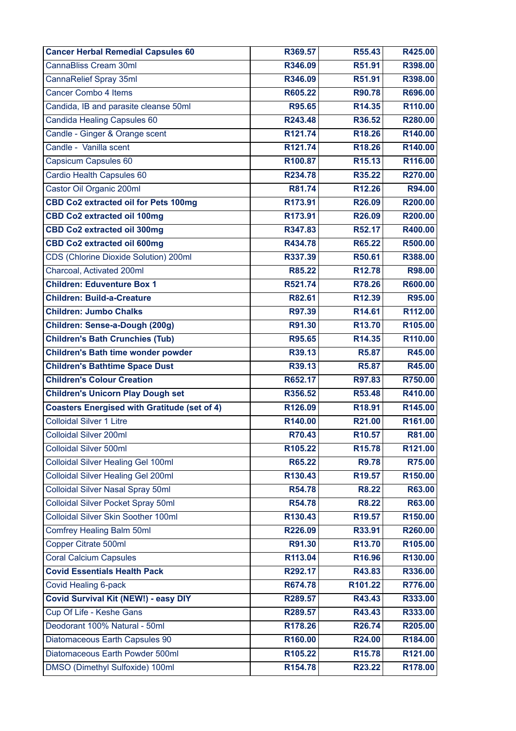| | | | |
|---|---|---|---|
| **Cancer Herbal Remedial Capsules 60** | R369.57 | R55.43 | R425.00 |
| CannaBliss Cream 30ml | R346.09 | R51.91 | R398.00 |
| CannaRelief Spray 35ml | R346.09 | R51.91 | R398.00 |
| Cancer Combo 4 Items | R605.22 | R90.78 | R696.00 |
| Candida, IB and parasite cleanse 50ml | R95.65 | R14.35 | R110.00 |
| Candida Healing Capsules 60 | R243.48 | R36.52 | R280.00 |
| Candle - Ginger & Orange scent | R121.74 | R18.26 | R140.00 |
| Candle - Vanilla scent | R121.74 | R18.26 | R140.00 |
| Capsicum Capsules 60 | R100.87 | R15.13 | R116.00 |
| Cardio Health Capsules 60 | R234.78 | R35.22 | R270.00 |
| Castor Oil Organic 200ml | R81.74 | R12.26 | R94.00 |
| **CBD Co2 extracted oil for Pets 100mg** | R173.91 | R26.09 | R200.00 |
| **CBD Co2 extracted oil 100mg** | R173.91 | R26.09 | R200.00 |
| **CBD Co2 extracted oil 300mg** | R347.83 | R52.17 | R400.00 |
| **CBD Co2 extracted oil 600mg** | R434.78 | R65.22 | R500.00 |
| CDS (Chlorine Dioxide Solution) 200ml | R337.39 | R50.61 | R388.00 |
| Charcoal, Activated 200ml | R85.22 | R12.78 | R98.00 |
| **Children: Eduventure Box 1** | R521.74 | R78.26 | R600.00 |
| **Children: Build-a-Creature** | R82.61 | R12.39 | R95.00 |
| **Children: Jumbo Chalks** | R97.39 | R14.61 | R112.00 |
| **Children: Sense-a-Dough (200g)** | R91.30 | R13.70 | R105.00 |
| **Children's Bath Crunchies (Tub)** | R95.65 | R14.35 | R110.00 |
| **Children's Bath time wonder powder** | R39.13 | R5.87 | R45.00 |
| **Children's Bathtime Space Dust** | R39.13 | R5.87 | R45.00 |
| **Children's Colour Creation** | R652.17 | R97.83 | R750.00 |
| **Children's Unicorn Play Dough set** | R356.52 | R53.48 | R410.00 |
| **Coasters Energised with Gratitude (set of 4)** | R126.09 | R18.91 | R145.00 |
| Colloidal Silver 1 Litre | R140.00 | R21.00 | R161.00 |
| Colloidal Silver 200ml | R70.43 | R10.57 | R81.00 |
| Colloidal Silver 500ml | R105.22 | R15.78 | R121.00 |
| Colloidal Silver Healing Gel 100ml | R65.22 | R9.78 | R75.00 |
| Colloidal Silver Healing Gel 200ml | R130.43 | R19.57 | R150.00 |
| Colloidal Silver Nasal Spray 50ml | R54.78 | R8.22 | R63.00 |
| Colloidal Silver Pocket Spray 50ml | R54.78 | R8.22 | R63.00 |
| Colloidal Silver Skin Soother 100ml | R130.43 | R19.57 | R150.00 |
| Comfrey Healing Balm 50ml | R226.09 | R33.91 | R260.00 |
| Copper Citrate 500ml | R91.30 | R13.70 | R105.00 |
| Coral Calcium Capsules | R113.04 | R16.96 | R130.00 |
| **Covid Essentials Health Pack** | R292.17 | R43.83 | R336.00 |
| Covid Healing 6-pack | R674.78 | R101.22 | R776.00 |
| **Covid Survival Kit (NEW!) - easy DIY** | R289.57 | R43.43 | R333.00 |
| Cup Of Life - Keshe Gans | R289.57 | R43.43 | R333.00 |
| Deodorant 100% Natural - 50ml | R178.26 | R26.74 | R205.00 |
| Diatomaceous Earth Capsules 90 | R160.00 | R24.00 | R184.00 |
| Diatomaceous Earth Powder 500ml | R105.22 | R15.78 | R121.00 |
| DMSO (Dimethyl Sulfoxide) 100ml | R154.78 | R23.22 | R178.00 |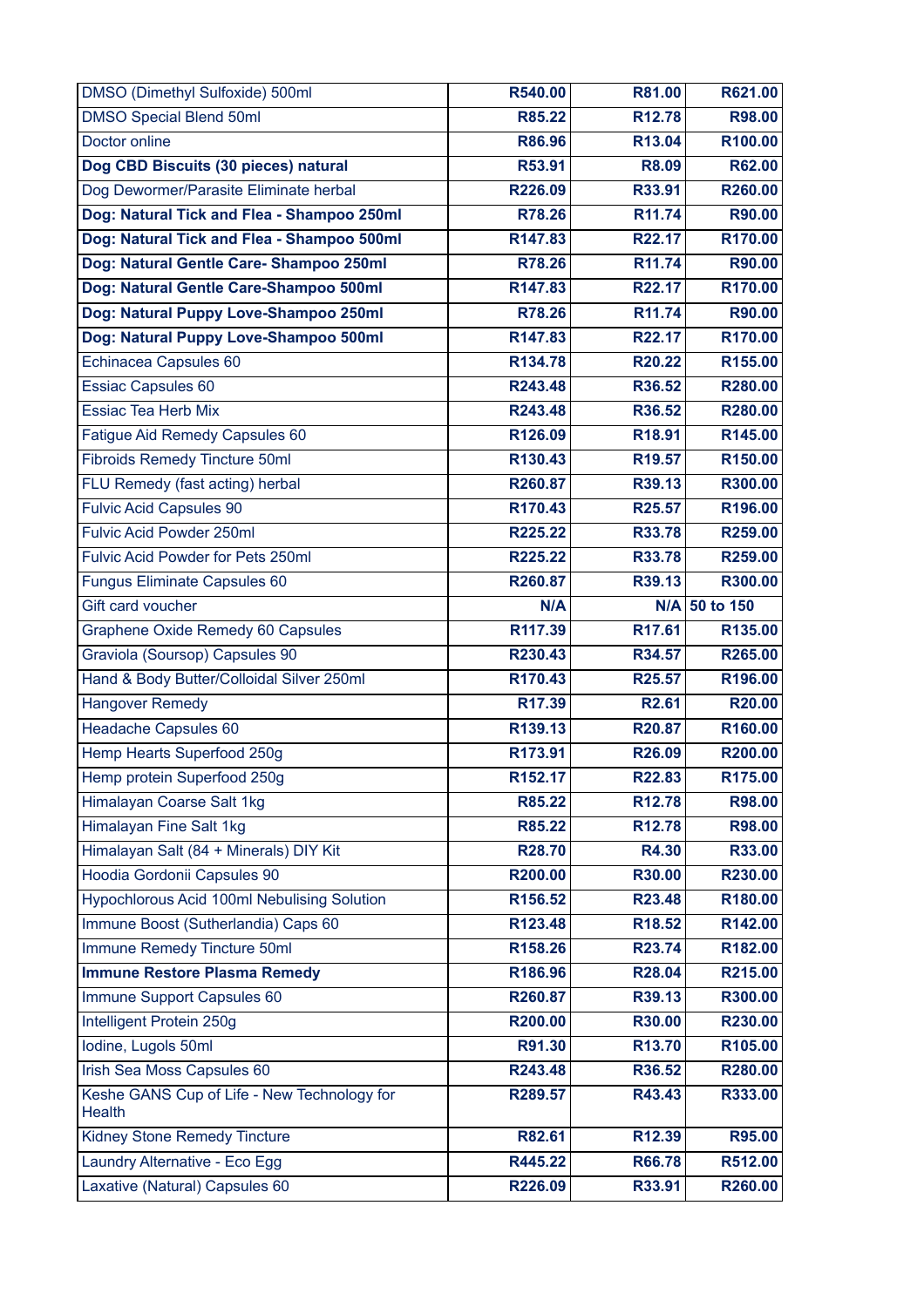| | | | |
|---|---|---|---|
| DMSO (Dimethyl Sulfoxide) 500ml | R540.00 | R81.00 | R621.00 |
| DMSO Special Blend 50ml | R85.22 | R12.78 | R98.00 |
| Doctor online | R86.96 | R13.04 | R100.00 |
| **Dog CBD Biscuits (30 pieces) natural** | R53.91 | R8.09 | R62.00 |
| Dog Dewormer/Parasite Eliminate herbal | R226.09 | R33.91 | R260.00 |
| **Dog: Natural Tick and Flea - Shampoo 250ml** | R78.26 | R11.74 | R90.00 |
| **Dog: Natural Tick and Flea - Shampoo 500ml** | R147.83 | R22.17 | R170.00 |
| **Dog: Natural Gentle Care- Shampoo 250ml** | R78.26 | R11.74 | R90.00 |
| **Dog: Natural Gentle Care-Shampoo 500ml** | R147.83 | R22.17 | R170.00 |
| **Dog: Natural Puppy Love-Shampoo 250ml** | R78.26 | R11.74 | R90.00 |
| **Dog: Natural Puppy Love-Shampoo 500ml** | R147.83 | R22.17 | R170.00 |
| Echinacea Capsules 60 | R134.78 | R20.22 | R155.00 |
| Essiac Capsules 60 | R243.48 | R36.52 | R280.00 |
| Essiac Tea Herb Mix | R243.48 | R36.52 | R280.00 |
| Fatigue Aid Remedy Capsules 60 | R126.09 | R18.91 | R145.00 |
| Fibroids Remedy Tincture 50ml | R130.43 | R19.57 | R150.00 |
| FLU Remedy (fast acting) herbal | R260.87 | R39.13 | R300.00 |
| Fulvic Acid Capsules 90 | R170.43 | R25.57 | R196.00 |
| Fulvic Acid Powder 250ml | R225.22 | R33.78 | R259.00 |
| Fulvic Acid Powder for Pets 250ml | R225.22 | R33.78 | R259.00 |
| Fungus Eliminate Capsules 60 | R260.87 | R39.13 | R300.00 |
| Gift card voucher | N/A | N/A | 50 to 150 |
| Graphene Oxide Remedy 60 Capsules | R117.39 | R17.61 | R135.00 |
| Graviola (Soursop) Capsules 90 | R230.43 | R34.57 | R265.00 |
| Hand & Body Butter/Colloidal Silver 250ml | R170.43 | R25.57 | R196.00 |
| Hangover Remedy | R17.39 | R2.61 | R20.00 |
| Headache Capsules 60 | R139.13 | R20.87 | R160.00 |
| Hemp Hearts Superfood 250g | R173.91 | R26.09 | R200.00 |
| Hemp protein Superfood 250g | R152.17 | R22.83 | R175.00 |
| Himalayan Coarse Salt 1kg | R85.22 | R12.78 | R98.00 |
| Himalayan Fine Salt 1kg | R85.22 | R12.78 | R98.00 |
| Himalayan Salt (84 + Minerals) DIY Kit | R28.70 | R4.30 | R33.00 |
| Hoodia Gordonii Capsules 90 | R200.00 | R30.00 | R230.00 |
| Hypochlorous Acid 100ml Nebulising Solution | R156.52 | R23.48 | R180.00 |
| Immune Boost (Sutherlandia) Caps 60 | R123.48 | R18.52 | R142.00 |
| Immune Remedy Tincture 50ml | R158.26 | R23.74 | R182.00 |
| **Immune Restore Plasma Remedy** | R186.96 | R28.04 | R215.00 |
| Immune Support Capsules 60 | R260.87 | R39.13 | R300.00 |
| Intelligent Protein 250g | R200.00 | R30.00 | R230.00 |
| Iodine, Lugols 50ml | R91.30 | R13.70 | R105.00 |
| Irish Sea Moss Capsules 60 | R243.48 | R36.52 | R280.00 |
| Keshe GANS Cup of Life - New Technology for Health | R289.57 | R43.43 | R333.00 |
| Kidney Stone Remedy Tincture | R82.61 | R12.39 | R95.00 |
| Laundry Alternative - Eco Egg | R445.22 | R66.78 | R512.00 |
| Laxative (Natural) Capsules 60 | R226.09 | R33.91 | R260.00 |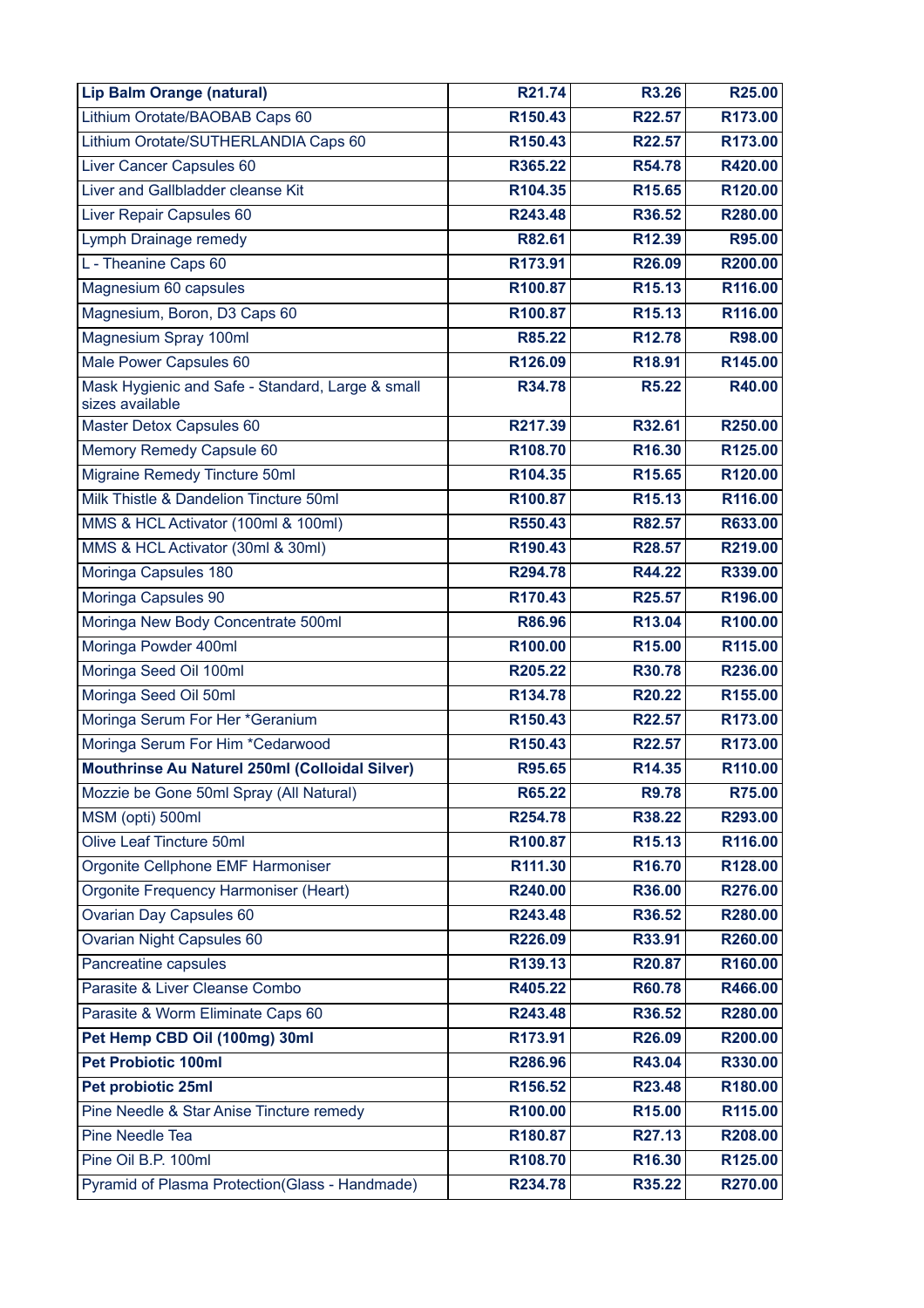| **Lip Balm Orange (natural)** | **R21.74** | **R3.26** | **R25.00** |
|---|---|---|---|
| Lithium Orotate/BAOBAB Caps 60 | **R150.43** | **R22.57** | **R173.00** |
| Lithium Orotate/SUTHERLANDIA Caps 60 | **R150.43** | **R22.57** | **R173.00** |
| Liver Cancer Capsules 60 | **R365.22** | **R54.78** | **R420.00** |
| Liver and Gallbladder cleanse Kit | **R104.35** | **R15.65** | **R120.00** |
| Liver Repair Capsules 60 | **R243.48** | **R36.52** | **R280.00** |
| Lymph Drainage remedy | **R82.61** | **R12.39** | **R95.00** |
| L - Theanine Caps 60 | **R173.91** | **R26.09** | **R200.00** |
| Magnesium 60 capsules | **R100.87** | **R15.13** | **R116.00** |
| Magnesium, Boron, D3 Caps 60 | **R100.87** | **R15.13** | **R116.00** |
| Magnesium Spray 100ml | **R85.22** | **R12.78** | **R98.00** |
| Male Power Capsules 60 | **R126.09** | **R18.91** | **R145.00** |
| Mask Hygienic and Safe - Standard, Large & small sizes available | **R34.78** | **R5.22** | **R40.00** |
| Master Detox Capsules 60 | **R217.39** | **R32.61** | **R250.00** |
| Memory Remedy Capsule 60 | **R108.70** | **R16.30** | **R125.00** |
| Migraine Remedy Tincture 50ml | **R104.35** | **R15.65** | **R120.00** |
| Milk Thistle & Dandelion Tincture 50ml | **R100.87** | **R15.13** | **R116.00** |
| MMS & HCL Activator (100ml & 100ml) | **R550.43** | **R82.57** | **R633.00** |
| MMS & HCL Activator (30ml & 30ml) | **R190.43** | **R28.57** | **R219.00** |
| Moringa Capsules 180 | **R294.78** | **R44.22** | **R339.00** |
| Moringa Capsules 90 | **R170.43** | **R25.57** | **R196.00** |
| Moringa New Body Concentrate 500ml | **R86.96** | **R13.04** | **R100.00** |
| Moringa Powder 400ml | **R100.00** | **R15.00** | **R115.00** |
| Moringa Seed Oil 100ml | **R205.22** | **R30.78** | **R236.00** |
| Moringa Seed Oil 50ml | **R134.78** | **R20.22** | **R155.00** |
| Moringa Serum For Her *Geranium | **R150.43** | **R22.57** | **R173.00** |
| Moringa Serum For Him *Cedarwood | **R150.43** | **R22.57** | **R173.00** |
| **Mouthrinse Au Naturel 250ml (Colloidal Silver)** | **R95.65** | **R14.35** | **R110.00** |
| Mozzie be Gone 50ml Spray (All Natural) | **R65.22** | **R9.78** | **R75.00** |
| MSM (opti) 500ml | **R254.78** | **R38.22** | **R293.00** |
| Olive Leaf Tincture 50ml | **R100.87** | **R15.13** | **R116.00** |
| Orgonite Cellphone EMF Harmoniser | **R111.30** | **R16.70** | **R128.00** |
| Orgonite Frequency Harmoniser (Heart) | **R240.00** | **R36.00** | **R276.00** |
| Ovarian Day Capsules 60 | **R243.48** | **R36.52** | **R280.00** |
| Ovarian Night Capsules 60 | **R226.09** | **R33.91** | **R260.00** |
| Pancreatine capsules | **R139.13** | **R20.87** | **R160.00** |
| Parasite & Liver Cleanse Combo | **R405.22** | **R60.78** | **R466.00** |
| Parasite & Worm Eliminate Caps 60 | **R243.48** | **R36.52** | **R280.00** |
| **Pet Hemp CBD Oil (100mg) 30ml** | **R173.91** | **R26.09** | **R200.00** |
| **Pet Probiotic 100ml** | **R286.96** | **R43.04** | **R330.00** |
| **Pet probiotic 25ml** | **R156.52** | **R23.48** | **R180.00** |
| Pine Needle & Star Anise Tincture remedy | **R100.00** | **R15.00** | **R115.00** |
| Pine Needle Tea | **R180.87** | **R27.13** | **R208.00** |
| Pine Oil B.P. 100ml | **R108.70** | **R16.30** | **R125.00** |
| Pyramid of Plasma Protection(Glass - Handmade) | **R234.78** | **R35.22** | **R270.00** |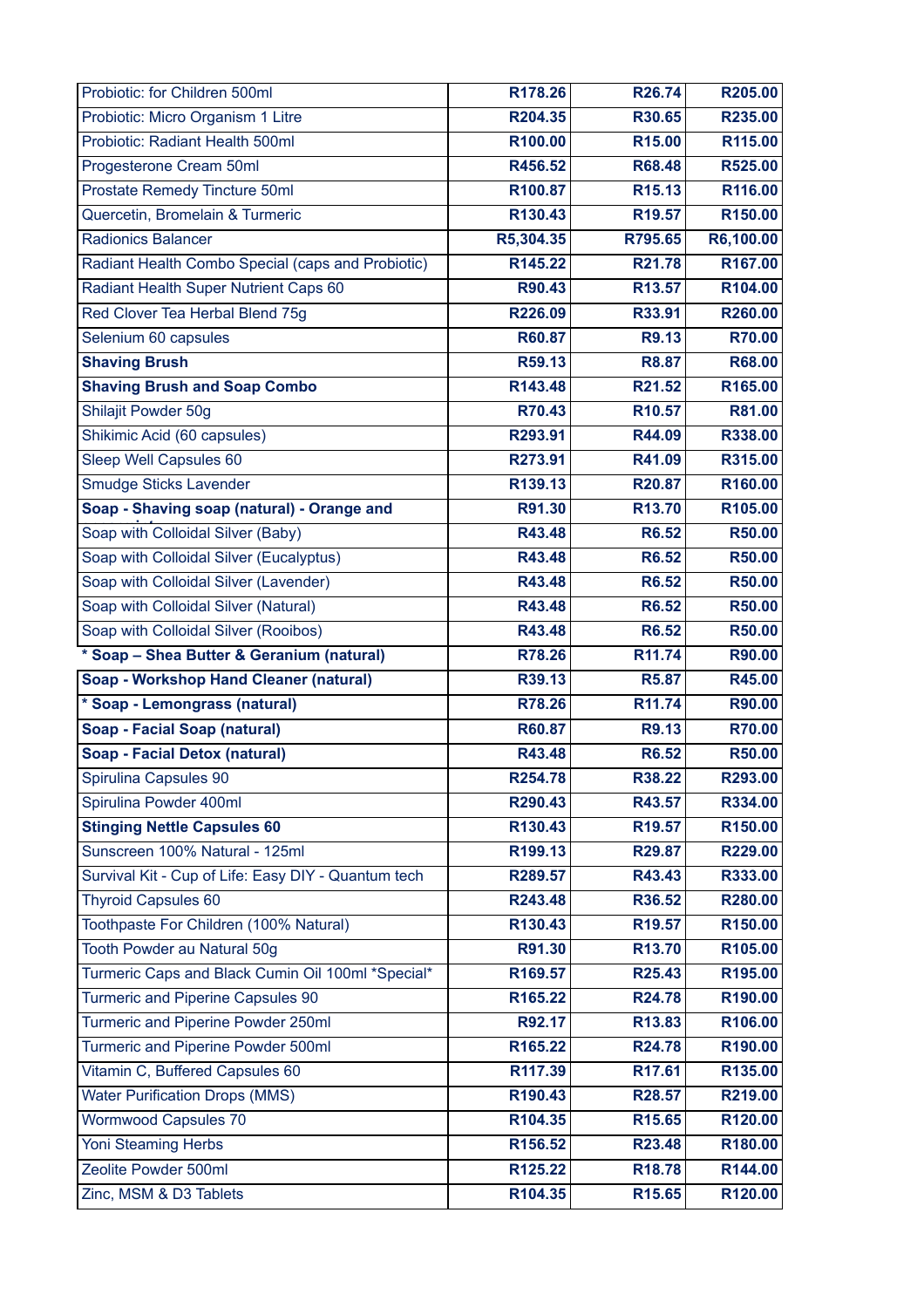| | | | |
|---|---|---|---|
| Probiotic: for Children 500ml | R178.26 | R26.74 | R205.00 |
| Probiotic: Micro Organism 1 Litre | R204.35 | R30.65 | R235.00 |
| Probiotic: Radiant Health 500ml | R100.00 | R15.00 | R115.00 |
| Progesterone Cream 50ml | R456.52 | R68.48 | R525.00 |
| Prostate Remedy Tincture 50ml | R100.87 | R15.13 | R116.00 |
| Quercetin, Bromelain & Turmeric | R130.43 | R19.57 | R150.00 |
| Radionics Balancer | R5,304.35 | R795.65 | R6,100.00 |
| Radiant Health Combo Special (caps and Probiotic) | R145.22 | R21.78 | R167.00 |
| Radiant Health Super Nutrient Caps 60 | R90.43 | R13.57 | R104.00 |
| Red Clover Tea Herbal Blend 75g | R226.09 | R33.91 | R260.00 |
| Selenium 60 capsules | R60.87 | R9.13 | R70.00 |
| **Shaving Brush** | R59.13 | R8.87 | R68.00 |
| **Shaving Brush and Soap Combo** | R143.48 | R21.52 | R165.00 |
| Shilajit Powder 50g | R70.43 | R10.57 | R81.00 |
| Shikimic Acid (60 capsules) | R293.91 | R44.09 | R338.00 |
| Sleep Well Capsules 60 | R273.91 | R41.09 | R315.00 |
| Smudge Sticks Lavender | R139.13 | R20.87 | R160.00 |
| **Soap - Shaving soap (natural) - Orange and** | R91.30 | R13.70 | R105.00 |
| Soap with Colloidal Silver (Baby) | R43.48 | R6.52 | R50.00 |
| Soap with Colloidal Silver (Eucalyptus) | R43.48 | R6.52 | R50.00 |
| Soap with Colloidal Silver (Lavender) | R43.48 | R6.52 | R50.00 |
| Soap with Colloidal Silver (Natural) | R43.48 | R6.52 | R50.00 |
| Soap with Colloidal Silver (Rooibos) | R43.48 | R6.52 | R50.00 |
| **\* Soap – Shea Butter & Geranium (natural)** | R78.26 | R11.74 | R90.00 |
| **Soap - Workshop Hand Cleaner (natural)** | R39.13 | R5.87 | R45.00 |
| **\* Soap - Lemongrass (natural)** | R78.26 | R11.74 | R90.00 |
| **Soap - Facial Soap (natural)** | R60.87 | R9.13 | R70.00 |
| **Soap - Facial Detox (natural)** | R43.48 | R6.52 | R50.00 |
| Spirulina Capsules 90 | R254.78 | R38.22 | R293.00 |
| Spirulina Powder 400ml | R290.43 | R43.57 | R334.00 |
| **Stinging Nettle Capsules 60** | R130.43 | R19.57 | R150.00 |
| Sunscreen 100% Natural - 125ml | R199.13 | R29.87 | R229.00 |
| Survival Kit - Cup of Life: Easy DIY - Quantum tech | R289.57 | R43.43 | R333.00 |
| Thyroid Capsules 60 | R243.48 | R36.52 | R280.00 |
| Toothpaste For Children (100% Natural) | R130.43 | R19.57 | R150.00 |
| Tooth Powder au Natural 50g | R91.30 | R13.70 | R105.00 |
| Turmeric Caps and Black Cumin Oil 100ml \*Special\* | R169.57 | R25.43 | R195.00 |
| Turmeric and Piperine Capsules 90 | R165.22 | R24.78 | R190.00 |
| Turmeric and Piperine Powder 250ml | R92.17 | R13.83 | R106.00 |
| Turmeric and Piperine Powder 500ml | R165.22 | R24.78 | R190.00 |
| Vitamin C, Buffered Capsules 60 | R117.39 | R17.61 | R135.00 |
| Water Purification Drops (MMS) | R190.43 | R28.57 | R219.00 |
| Wormwood Capsules 70 | R104.35 | R15.65 | R120.00 |
| Yoni Steaming Herbs | R156.52 | R23.48 | R180.00 |
| Zeolite Powder 500ml | R125.22 | R18.78 | R144.00 |
| Zinc, MSM & D3 Tablets | R104.35 | R15.65 | R120.00 |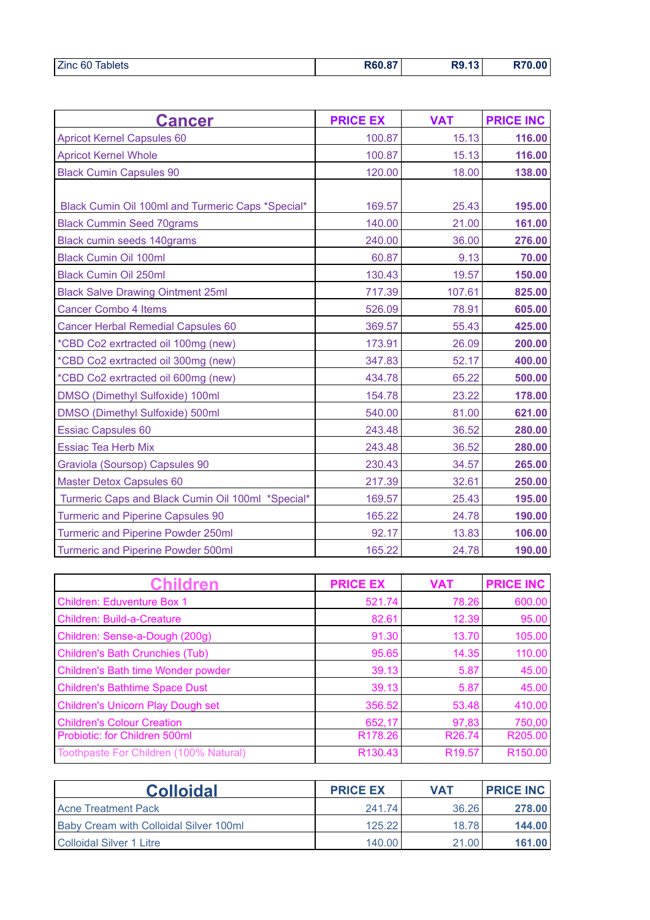| Zinc 60 Tablets | R60.87 | R9.13 | R70.00 |
|---|---|---|---|

| Cancer | PRICE EX | VAT | PRICE INC |
|---|---|---|---|
| Apricot Kernel Capsules 60 | 100.87 | 15.13 | 116.00 |
| Apricot Kernel Whole | 100.87 | 15.13 | 116.00 |
| Black Cumin Capsules 90 | 120.00 | 18.00 | 138.00 |
| Black Cumin Oil 100ml and Turmeric Caps *Special* | 169.57 | 25.43 | 195.00 |
| Black Cummin Seed 70grams | 140.00 | 21.00 | 161.00 |
| Black cumin seeds 140grams | 240.00 | 36.00 | 276.00 |
| Black Cumin Oil 100ml | 60.87 | 9.13 | 70.00 |
| Black Cumin Oil 250ml | 130.43 | 19.57 | 150.00 |
| Black Salve Drawing Ointment 25ml | 717.39 | 107.61 | 825.00 |
| Cancer Combo 4 Items | 526.09 | 78.91 | 605.00 |
| Cancer Herbal Remedial Capsules 60 | 369.57 | 55.43 | 425.00 |
| *CBD Co2 exrtracted oil 100mg (new) | 173.91 | 26.09 | 200.00 |
| *CBD Co2 exrtracted oil 300mg (new) | 347.83 | 52.17 | 400.00 |
| *CBD Co2 exrtracted oil 600mg (new) | 434.78 | 65.22 | 500.00 |
| DMSO (Dimethyl Sulfoxide) 100ml | 154.78 | 23.22 | 178.00 |
| DMSO (Dimethyl Sulfoxide) 500ml | 540.00 | 81.00 | 621.00 |
| Essiac Capsules 60 | 243.48 | 36.52 | 280.00 |
| Essiac Tea Herb Mix | 243.48 | 36.52 | 280.00 |
| Graviola (Soursop) Capsules 90 | 230.43 | 34.57 | 265.00 |
| Master Detox Capsules 60 | 217.39 | 32.61 | 250.00 |
| Turmeric Caps and Black Cumin Oil 100ml *Special* | 169.57 | 25.43 | 195.00 |
| Turmeric and Piperine Capsules 90 | 165.22 | 24.78 | 190.00 |
| Turmeric and Piperine Powder 250ml | 92.17 | 13.83 | 106.00 |
| Turmeric and Piperine Powder 500ml | 165.22 | 24.78 | 190.00 |

| Children | PRICE EX | VAT | PRICE INC |
|---|---|---|---|
| Children: Eduventure Box 1 | 521.74 | 78.26 | 600.00 |
| Children: Build-a-Creature | 82.61 | 12.39 | 95.00 |
| Children: Sense-a-Dough (200g) | 91.30 | 13.70 | 105.00 |
| Children's Bath Crunchies (Tub) | 95.65 | 14.35 | 110.00 |
| Children's Bath time Wonder powder | 39.13 | 5.87 | 45.00 |
| Children's Bathtime Space Dust | 39.13 | 5.87 | 45.00 |
| Children's Unicorn Play Dough set | 356.52 | 53.48 | 410.00 |
| Children's Colour Creation | 652,17 | 97,83 | 750,00 |
| Probiotic: for Children 500ml | R178.26 | R26.74 | R205.00 |
| Toothpaste For Children (100% Natural) | R130.43 | R19.57 | R150.00 |

| Colloidal | PRICE EX | VAT | PRICE INC |
|---|---|---|---|
| Acne Treatment Pack | 241.74 | 36.26 | 278.00 |
| Baby Cream with Colloidal Silver 100ml | 125.22 | 18.78 | 144.00 |
| Colloidal Silver 1 Litre | 140.00 | 21.00 | 161.00 |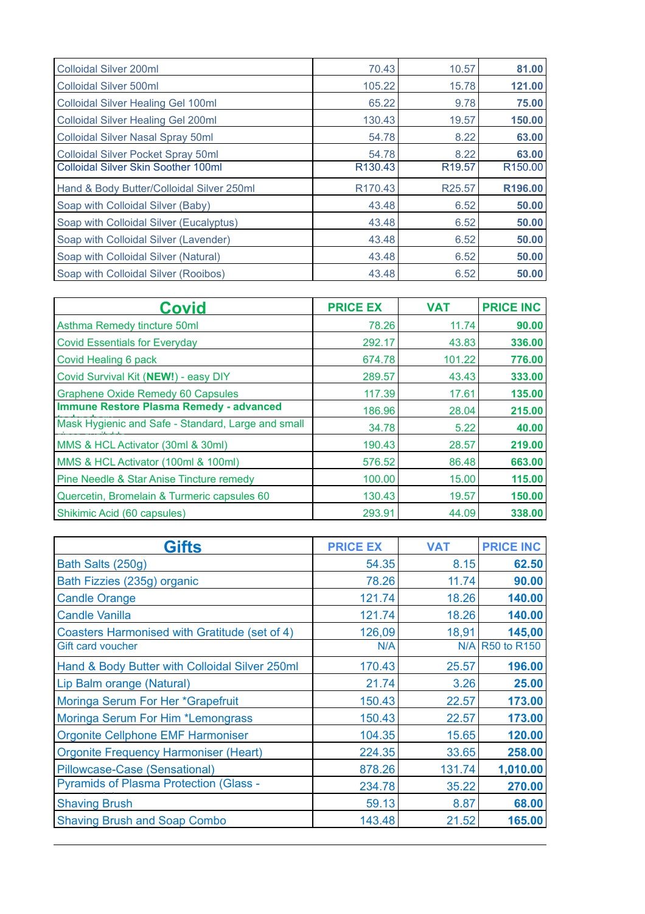| | | | |
|---|---|---|---|
| Colloidal Silver 200ml | 70.43 | 10.57 | **81.00** |
| Colloidal Silver 500ml | 105.22 | 15.78 | **121.00** |
| Colloidal Silver Healing Gel 100ml | 65.22 | 9.78 | **75.00** |
| Colloidal Silver Healing Gel 200ml | 130.43 | 19.57 | **150.00** |
| Colloidal Silver Nasal Spray 50ml | 54.78 | 8.22 | **63.00** |
| Colloidal Silver Pocket Spray 50ml | 54.78 | 8.22 | **63.00** |
| Colloidal Silver Skin Soother 100ml | R130.43 | R19.57 | R150.00 |
| Hand & Body Butter/Colloidal Silver 250ml | R170.43 | R25.57 | **R196.00** |
| Soap with Colloidal Silver (Baby) | 43.48 | 6.52 | **50.00** |
| Soap with Colloidal Silver (Eucalyptus) | 43.48 | 6.52 | **50.00** |
| Soap with Colloidal Silver (Lavender) | 43.48 | 6.52 | **50.00** |
| Soap with Colloidal Silver (Natural) | 43.48 | 6.52 | **50.00** |
| Soap with Colloidal Silver (Rooibos) | 43.48 | 6.52 | **50.00** |

| Covid | PRICE EX | VAT | PRICE INC |
|---|---|---|---|
| Asthma Remedy tincture 50ml | 78.26 | 11.74 | **90.00** |
| Covid Essentials for Everyday | 292.17 | 43.83 | **336.00** |
| Covid Healing 6 pack | 674.78 | 101.22 | **776.00** |
| Covid Survival Kit (**NEW!**) - easy DIY | 289.57 | 43.43 | **333.00** |
| Graphene Oxide Remedy 60 Capsules | 117.39 | 17.61 | **135.00** |
| **Immune Restore Plasma Remedy - advanced** | 186.96 | 28.04 | **215.00** |
| Mask Hygienic and Safe - Standard, Large and small | 34.78 | 5.22 | **40.00** |
| MMS & HCL Activator (30ml & 30ml) | 190.43 | 28.57 | **219.00** |
| MMS & HCL Activator (100ml & 100ml) | 576.52 | 86.48 | **663.00** |
| Pine Needle & Star Anise Tincture remedy | 100.00 | 15.00 | **115.00** |
| Quercetin, Bromelain & Turmeric capsules 60 | 130.43 | 19.57 | **150.00** |
| Shikimic Acid (60 capsules) | 293.91 | 44.09 | **338.00** |

| Gifts | PRICE EX | VAT | PRICE INC |
|---|---|---|---|
| Bath Salts (250g) | 54.35 | 8.15 | **62.50** |
| Bath Fizzies (235g) organic | 78.26 | 11.74 | **90.00** |
| Candle Orange | 121.74 | 18.26 | **140.00** |
| Candle Vanilla | 121.74 | 18.26 | **140.00** |
| Coasters Harmonised with Gratitude (set of 4) | 126,09 | 18,91 | **145,00** |
| Gift card voucher | N/A | N/A | R50 to R150 |
| Hand & Body Butter with Colloidal Silver 250ml | 170.43 | 25.57 | **196.00** |
| Lip Balm orange (Natural) | 21.74 | 3.26 | **25.00** |
| Moringa Serum For Her *Grapefruit | 150.43 | 22.57 | **173.00** |
| Moringa Serum For Him *Lemongrass | 150.43 | 22.57 | **173.00** |
| Orgonite Cellphone EMF Harmoniser | 104.35 | 15.65 | **120.00** |
| Orgonite Frequency Harmoniser (Heart) | 224.35 | 33.65 | **258.00** |
| Pillowcase-Case (Sensational) | 878.26 | 131.74 | **1,010.00** |
| Pyramids of Plasma Protection (Glass - | 234.78 | 35.22 | **270.00** |
| Shaving Brush | 59.13 | 8.87 | **68.00** |
| Shaving Brush and Soap Combo | 143.48 | 21.52 | **165.00** |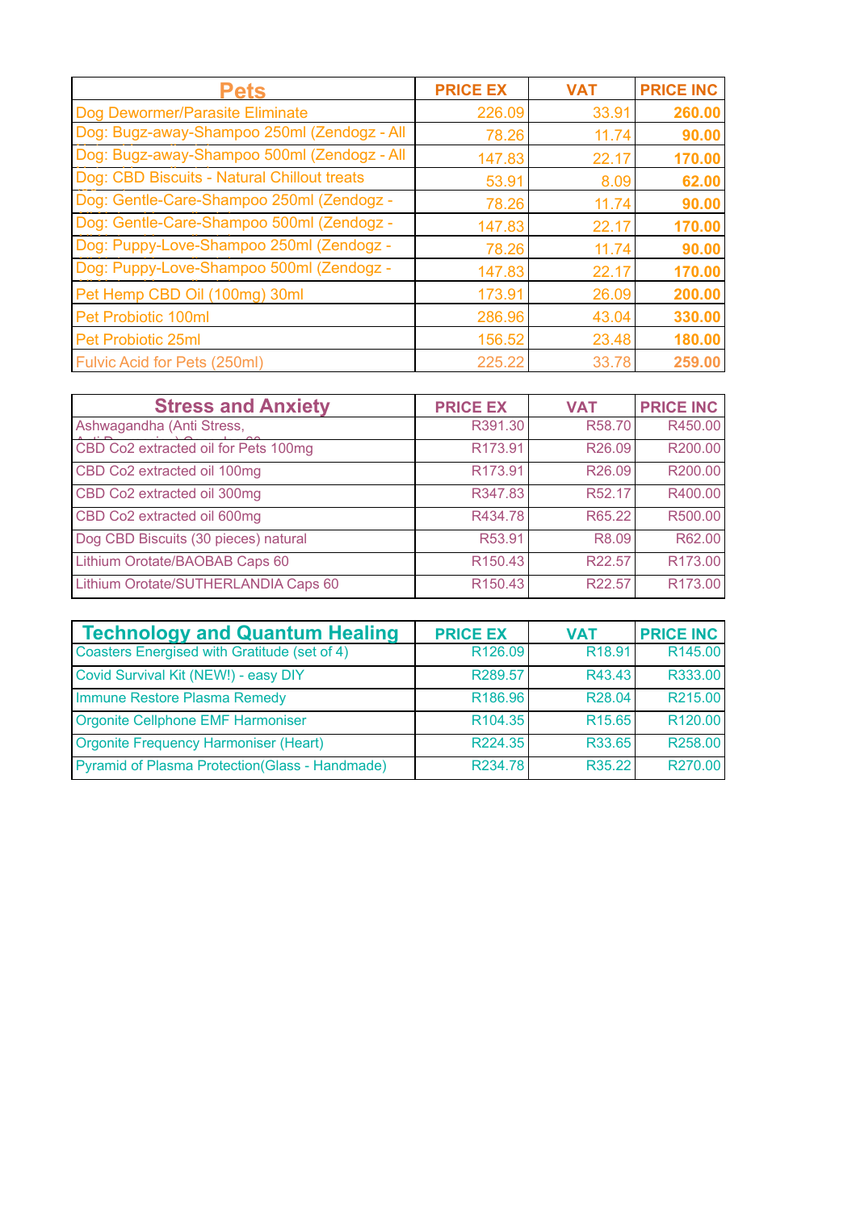| Pets | PRICE EX | VAT | PRICE INC |
|---|---|---|---|
| Dog Dewormer/Parasite Eliminate | 226.09 | 33.91 | **260.00** |
| Dog: Bugz-away-Shampoo 250ml (Zendogz - All | 78.26 | 11.74 | **90.00** |
| Dog: Bugz-away-Shampoo 500ml (Zendogz - All | 147.83 | 22.17 | **170.00** |
| Dog: CBD Biscuits - Natural Chillout treats | 53.91 | 8.09 | **62.00** |
| Dog: Gentle-Care-Shampoo 250ml (Zendogz - | 78.26 | 11.74 | **90.00** |
| Dog: Gentle-Care-Shampoo 500ml (Zendogz - | 147.83 | 22.17 | **170.00** |
| Dog: Puppy-Love-Shampoo 250ml (Zendogz - | 78.26 | 11.74 | **90.00** |
| Dog: Puppy-Love-Shampoo 500ml (Zendogz - | 147.83 | 22.17 | **170.00** |
| Pet Hemp CBD Oil (100mg) 30ml | 173.91 | 26.09 | **200.00** |
| Pet Probiotic 100ml | 286.96 | 43.04 | **330.00** |
| Pet Probiotic 25ml | 156.52 | 23.48 | **180.00** |
| Fulvic Acid for Pets (250ml) | 225.22 | 33.78 | **259.00** |

| Stress and Anxiety | PRICE EX | VAT | PRICE INC |
|---|---|---|---|
| Ashwagandha (Anti Stress, | R391.30 | R58.70 | R450.00 |
| CBD Co2 extracted oil for Pets 100mg | R173.91 | R26.09 | R200.00 |
| CBD Co2 extracted oil 100mg | R173.91 | R26.09 | R200.00 |
| CBD Co2 extracted oil 300mg | R347.83 | R52.17 | R400.00 |
| CBD Co2 extracted oil 600mg | R434.78 | R65.22 | R500.00 |
| Dog CBD Biscuits (30 pieces) natural | R53.91 | R8.09 | R62.00 |
| Lithium Orotate/BAOBAB Caps 60 | R150.43 | R22.57 | R173.00 |
| Lithium Orotate/SUTHERLANDIA Caps 60 | R150.43 | R22.57 | R173.00 |

| Technology and Quantum Healing | PRICE EX | VAT | PRICE INC |
|---|---|---|---|
| Coasters Energised with Gratitude (set of 4) | R126.09 | R18.91 | R145.00 |
| Covid Survival Kit (NEW!) - easy DIY | R289.57 | R43.43 | R333.00 |
| Immune Restore Plasma Remedy | R186.96 | R28.04 | R215.00 |
| Orgonite Cellphone EMF Harmoniser | R104.35 | R15.65 | R120.00 |
| Orgonite Frequency Harmoniser (Heart) | R224.35 | R33.65 | R258.00 |
| Pyramid of Plasma Protection(Glass - Handmade) | R234.78 | R35.22 | R270.00 |